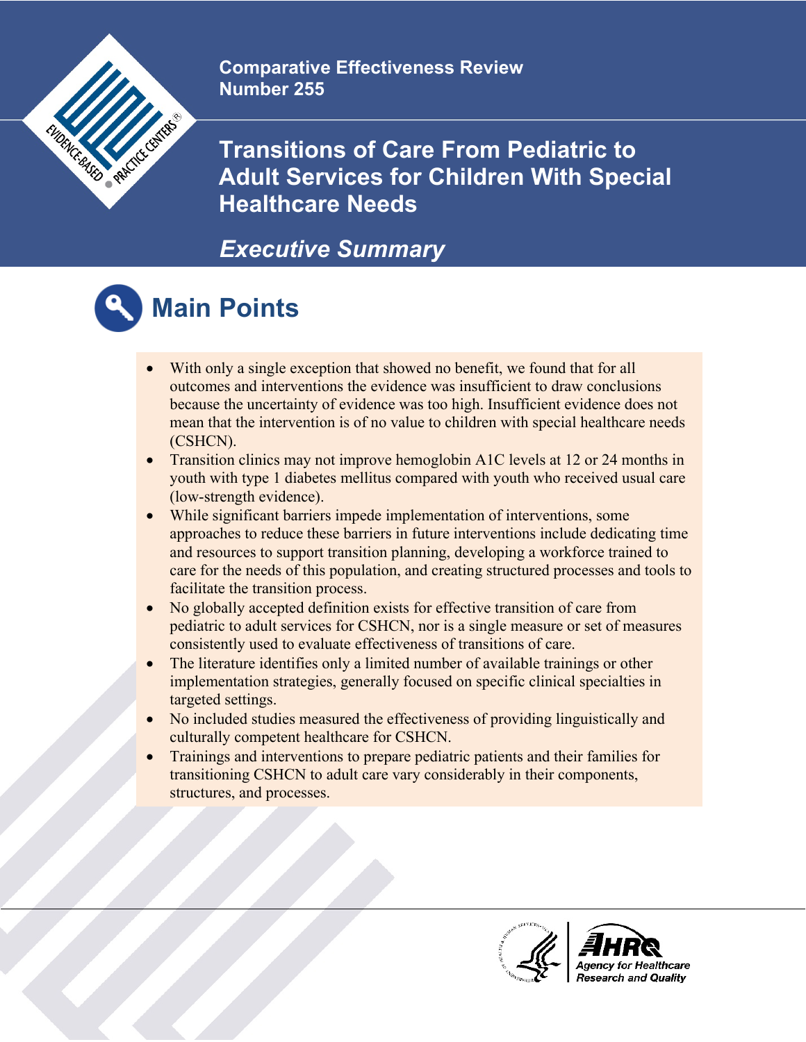Comparative Effectiveness Review
Number 255

# Transitions of Care From Pediatric to Adult Services for Children With Special Healthcare Needs

## *Executive Summary*

## Main Points

- With only a single exception that showed no benefit, we found that for all outcomes and interventions the evidence was insufficient to draw conclusions because the uncertainty of evidence was too high. Insufficient evidence does not mean that the intervention is of no value to children with special healthcare needs (CSHCN).
- Transition clinics may not improve hemoglobin A1C levels at 12 or 24 months in youth with type 1 diabetes mellitus compared with youth who received usual care (low-strength evidence).
- While significant barriers impede implementation of interventions, some approaches to reduce these barriers in future interventions include dedicating time and resources to support transition planning, developing a workforce trained to care for the needs of this population, and creating structured processes and tools to facilitate the transition process.
- No globally accepted definition exists for effective transition of care from pediatric to adult services for CSHCN, nor is a single measure or set of measures consistently used to evaluate effectiveness of transitions of care.
- The literature identifies only a limited number of available trainings or other implementation strategies, generally focused on specific clinical specialties in targeted settings.
- No included studies measured the effectiveness of providing linguistically and culturally competent healthcare for CSHCN.
- Trainings and interventions to prepare pediatric patients and their families for transitioning CSHCN to adult care vary considerably in their components, structures, and processes.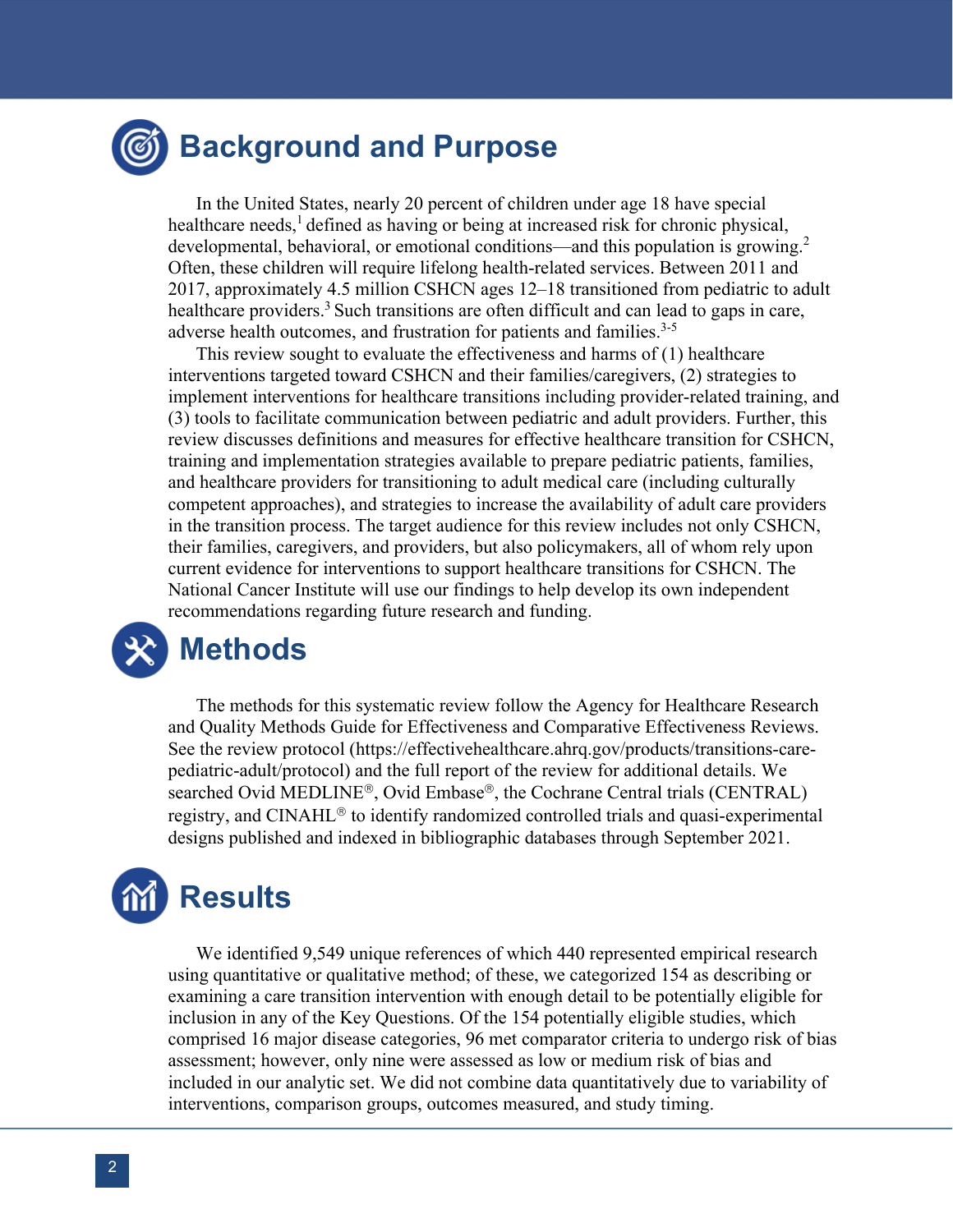# Background and Purpose

In the United States, nearly 20 percent of children under age 18 have special healthcare needs,[1] defined as having or being at increased risk for chronic physical, developmental, behavioral, or emotional conditions—and this population is growing.[2] Often, these children will require lifelong health-related services. Between 2011 and 2017, approximately 4.5 million CSHCN ages 12–18 transitioned from pediatric to adult healthcare providers.[3] Such transitions are often difficult and can lead to gaps in care, adverse health outcomes, and frustration for patients and families.[3-5]

This review sought to evaluate the effectiveness and harms of (1) healthcare interventions targeted toward CSHCN and their families/caregivers, (2) strategies to implement interventions for healthcare transitions including provider-related training, and (3) tools to facilitate communication between pediatric and adult providers. Further, this review discusses definitions and measures for effective healthcare transition for CSHCN, training and implementation strategies available to prepare pediatric patients, families, and healthcare providers for transitioning to adult medical care (including culturally competent approaches), and strategies to increase the availability of adult care providers in the transition process. The target audience for this review includes not only CSHCN, their families, caregivers, and providers, but also policymakers, all of whom rely upon current evidence for interventions to support healthcare transitions for CSHCN. The National Cancer Institute will use our findings to help develop its own independent recommendations regarding future research and funding.

# Methods

The methods for this systematic review follow the Agency for Healthcare Research and Quality Methods Guide for Effectiveness and Comparative Effectiveness Reviews. See the review protocol (https://effectivehealthcare.ahrq.gov/products/transitions-care-pediatric-adult/protocol) and the full report of the review for additional details. We searched Ovid MEDLINE®, Ovid Embase®, the Cochrane Central trials (CENTRAL) registry, and CINAHL® to identify randomized controlled trials and quasi-experimental designs published and indexed in bibliographic databases through September 2021.

# Results

We identified 9,549 unique references of which 440 represented empirical research using quantitative or qualitative method; of these, we categorized 154 as describing or examining a care transition intervention with enough detail to be potentially eligible for inclusion in any of the Key Questions. Of the 154 potentially eligible studies, which comprised 16 major disease categories, 96 met comparator criteria to undergo risk of bias assessment; however, only nine were assessed as low or medium risk of bias and included in our analytic set. We did not combine data quantitatively due to variability of interventions, comparison groups, outcomes measured, and study timing.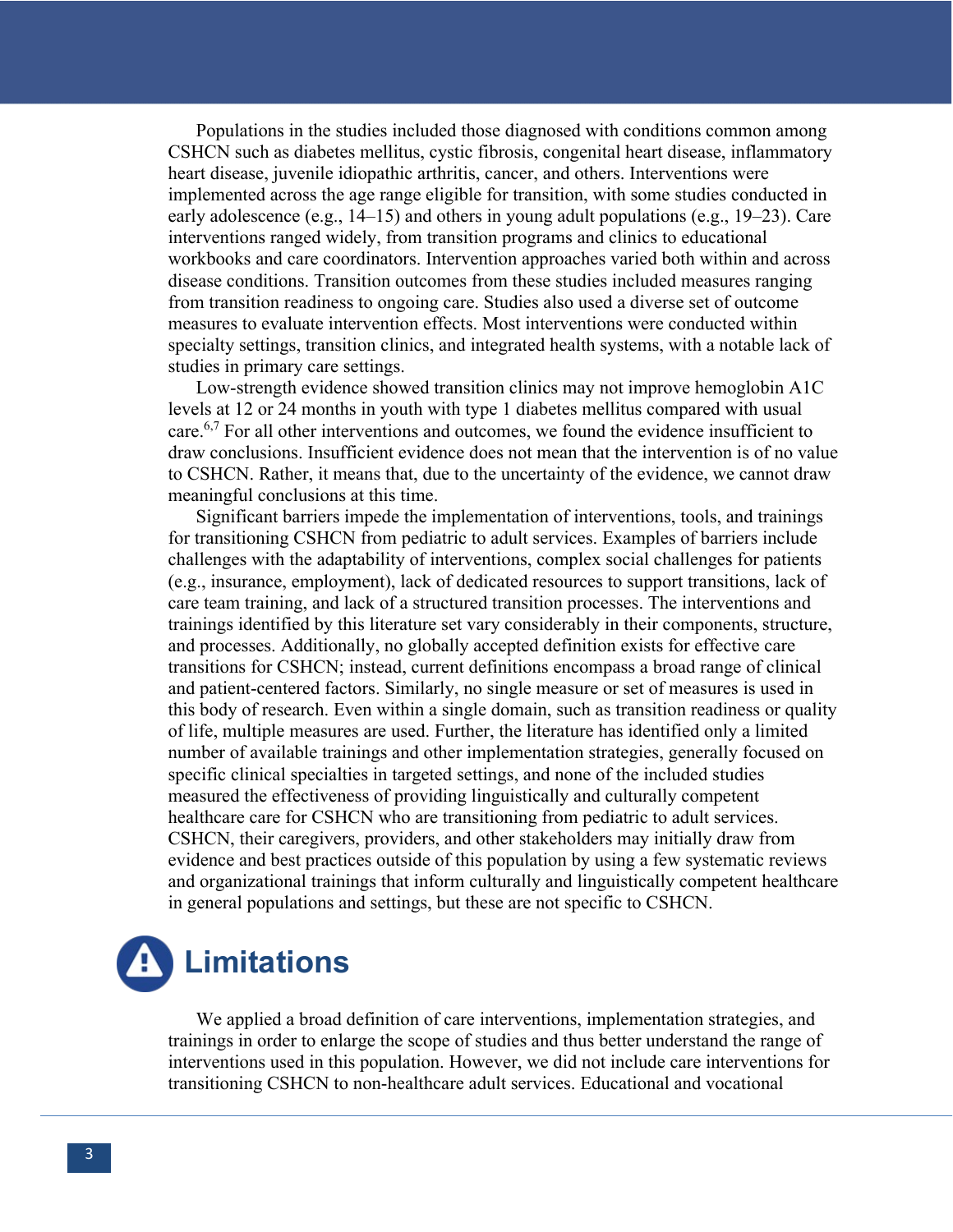Populations in the studies included those diagnosed with conditions common among CSHCN such as diabetes mellitus, cystic fibrosis, congenital heart disease, inflammatory heart disease, juvenile idiopathic arthritis, cancer, and others. Interventions were implemented across the age range eligible for transition, with some studies conducted in early adolescence (e.g., 14–15) and others in young adult populations (e.g., 19–23). Care interventions ranged widely, from transition programs and clinics to educational workbooks and care coordinators. Intervention approaches varied both within and across disease conditions. Transition outcomes from these studies included measures ranging from transition readiness to ongoing care. Studies also used a diverse set of outcome measures to evaluate intervention effects. Most interventions were conducted within specialty settings, transition clinics, and integrated health systems, with a notable lack of studies in primary care settings.

Low-strength evidence showed transition clinics may not improve hemoglobin A1C levels at 12 or 24 months in youth with type 1 diabetes mellitus compared with usual care.[6,7] For all other interventions and outcomes, we found the evidence insufficient to draw conclusions. Insufficient evidence does not mean that the intervention is of no value to CSHCN. Rather, it means that, due to the uncertainty of the evidence, we cannot draw meaningful conclusions at this time.

Significant barriers impede the implementation of interventions, tools, and trainings for transitioning CSHCN from pediatric to adult services. Examples of barriers include challenges with the adaptability of interventions, complex social challenges for patients (e.g., insurance, employment), lack of dedicated resources to support transitions, lack of care team training, and lack of a structured transition processes. The interventions and trainings identified by this literature set vary considerably in their components, structure, and processes. Additionally, no globally accepted definition exists for effective care transitions for CSHCN; instead, current definitions encompass a broad range of clinical and patient-centered factors. Similarly, no single measure or set of measures is used in this body of research. Even within a single domain, such as transition readiness or quality of life, multiple measures are used. Further, the literature has identified only a limited number of available trainings and other implementation strategies, generally focused on specific clinical specialties in targeted settings, and none of the included studies measured the effectiveness of providing linguistically and culturally competent healthcare care for CSHCN who are transitioning from pediatric to adult services. CSHCN, their caregivers, providers, and other stakeholders may initially draw from evidence and best practices outside of this population by using a few systematic reviews and organizational trainings that inform culturally and linguistically competent healthcare in general populations and settings, but these are not specific to CSHCN.

## Limitations

We applied a broad definition of care interventions, implementation strategies, and trainings in order to enlarge the scope of studies and thus better understand the range of interventions used in this population. However, we did not include care interventions for transitioning CSHCN to non-healthcare adult services. Educational and vocational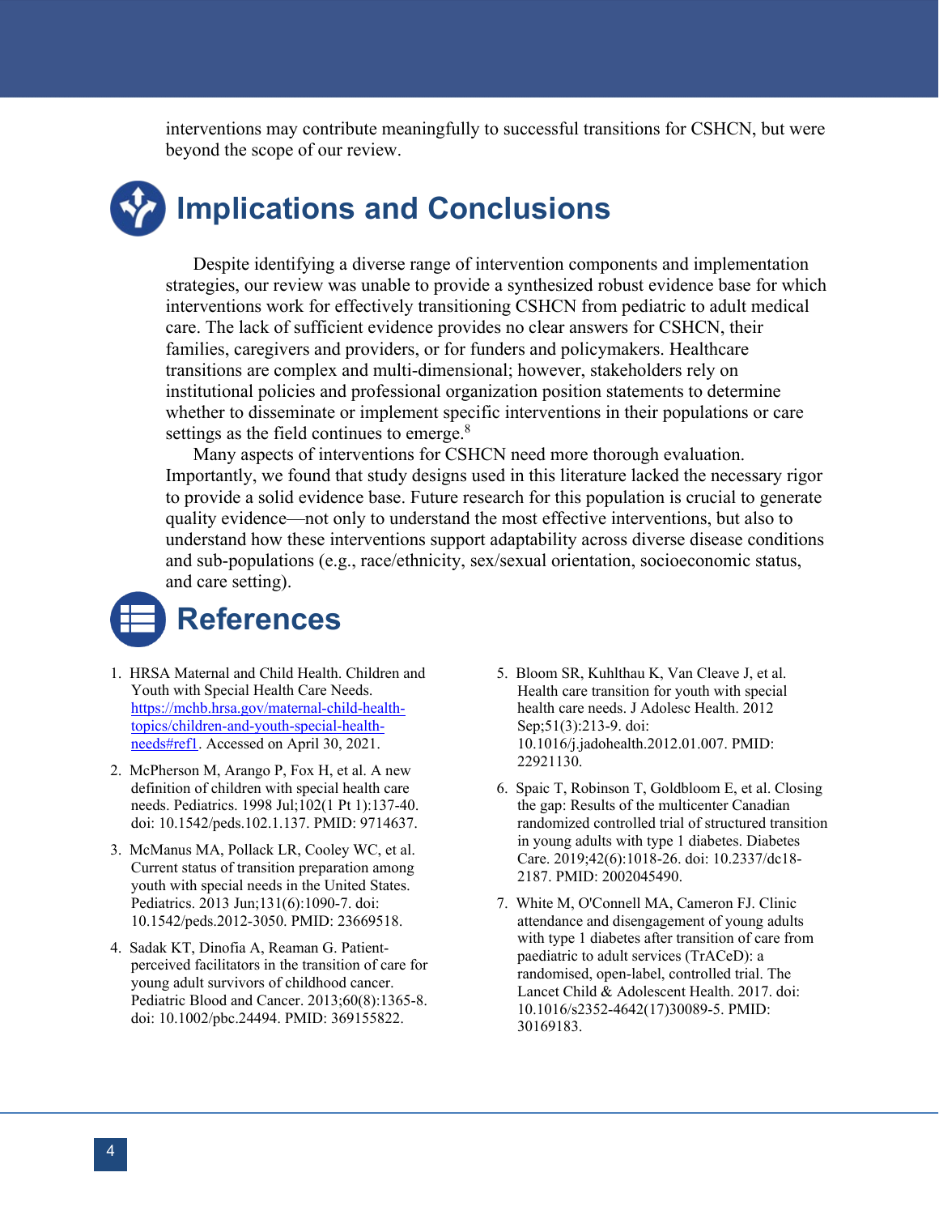interventions may contribute meaningfully to successful transitions for CSHCN, but were beyond the scope of our review.

## Implications and Conclusions

Despite identifying a diverse range of intervention components and implementation strategies, our review was unable to provide a synthesized robust evidence base for which interventions work for effectively transitioning CSHCN from pediatric to adult medical care. The lack of sufficient evidence provides no clear answers for CSHCN, their families, caregivers and providers, or for funders and policymakers. Healthcare transitions are complex and multi-dimensional; however, stakeholders rely on institutional policies and professional organization position statements to determine whether to disseminate or implement specific interventions in their populations or care settings as the field continues to emerge.[8]

Many aspects of interventions for CSHCN need more thorough evaluation. Importantly, we found that study designs used in this literature lacked the necessary rigor to provide a solid evidence base. Future research for this population is crucial to generate quality evidence—not only to understand the most effective interventions, but also to understand how these interventions support adaptability across diverse disease conditions and sub-populations (e.g., race/ethnicity, sex/sexual orientation, socioeconomic status, and care setting).

## References

1. HRSA Maternal and Child Health. Children and Youth with Special Health Care Needs. https://mchb.hrsa.gov/maternal-child-health-topics/children-and-youth-special-health-needs#ref1. Accessed on April 30, 2021.
2. McPherson M, Arango P, Fox H, et al. A new definition of children with special health care needs. Pediatrics. 1998 Jul;102(1 Pt 1):137-40. doi: 10.1542/peds.102.1.137. PMID: 9714637.
3. McManus MA, Pollack LR, Cooley WC, et al. Current status of transition preparation among youth with special needs in the United States. Pediatrics. 2013 Jun;131(6):1090-7. doi: 10.1542/peds.2012-3050. PMID: 23669518.
4. Sadak KT, Dinofia A, Reaman G. Patient-perceived facilitators in the transition of care for young adult survivors of childhood cancer. Pediatric Blood and Cancer. 2013;60(8):1365-8. doi: 10.1002/pbc.24494. PMID: 369155822.
5. Bloom SR, Kuhlthau K, Van Cleave J, et al. Health care transition for youth with special health care needs. J Adolesc Health. 2012 Sep;51(3):213-9. doi: 10.1016/j.jadohealth.2012.01.007. PMID: 22921130.
6. Spaic T, Robinson T, Goldbloom E, et al. Closing the gap: Results of the multicenter Canadian randomized controlled trial of structured transition in young adults with type 1 diabetes. Diabetes Care. 2019;42(6):1018-26. doi: 10.2337/dc18-2187. PMID: 2002045490.
7. White M, O'Connell MA, Cameron FJ. Clinic attendance and disengagement of young adults with type 1 diabetes after transition of care from paediatric to adult services (TrACeD): a randomised, open-label, controlled trial. The Lancet Child & Adolescent Health. 2017. doi: 10.1016/s2352-4642(17)30089-5. PMID: 30169183.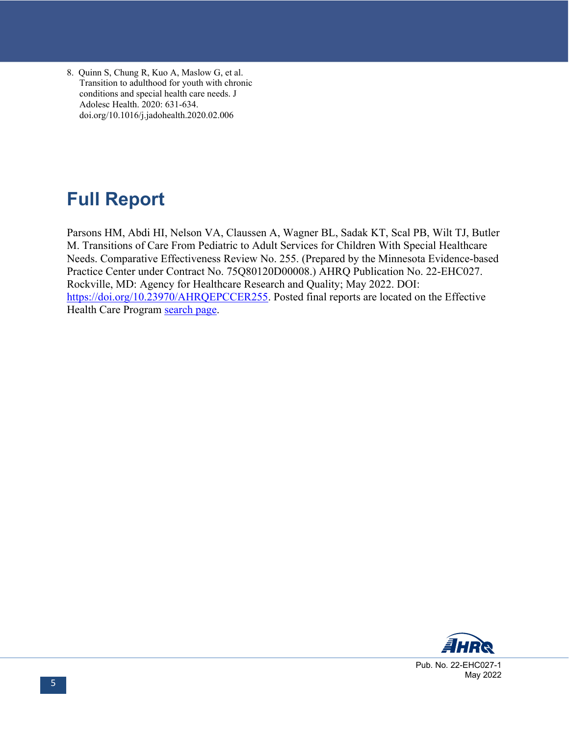8. Quinn S, Chung R, Kuo A, Maslow G, et al. Transition to adulthood for youth with chronic conditions and special health care needs. J Adolesc Health. 2020: 631-634. doi.org/10.1016/j.jadohealth.2020.02.006

## Full Report

Parsons HM, Abdi HI, Nelson VA, Claussen A, Wagner BL, Sadak KT, Scal PB, Wilt TJ, Butler M. Transitions of Care From Pediatric to Adult Services for Children With Special Healthcare Needs. Comparative Effectiveness Review No. 255. (Prepared by the Minnesota Evidence-based Practice Center under Contract No. 75Q80120D00008.) AHRQ Publication No. 22-EHC027. Rockville, MD: Agency for Healthcare Research and Quality; May 2022. DOI: https://doi.org/10.23970/AHRQEPCCER255. Posted final reports are located on the Effective Health Care Program search page.

Pub. No. 22-EHC027-1
May 2022